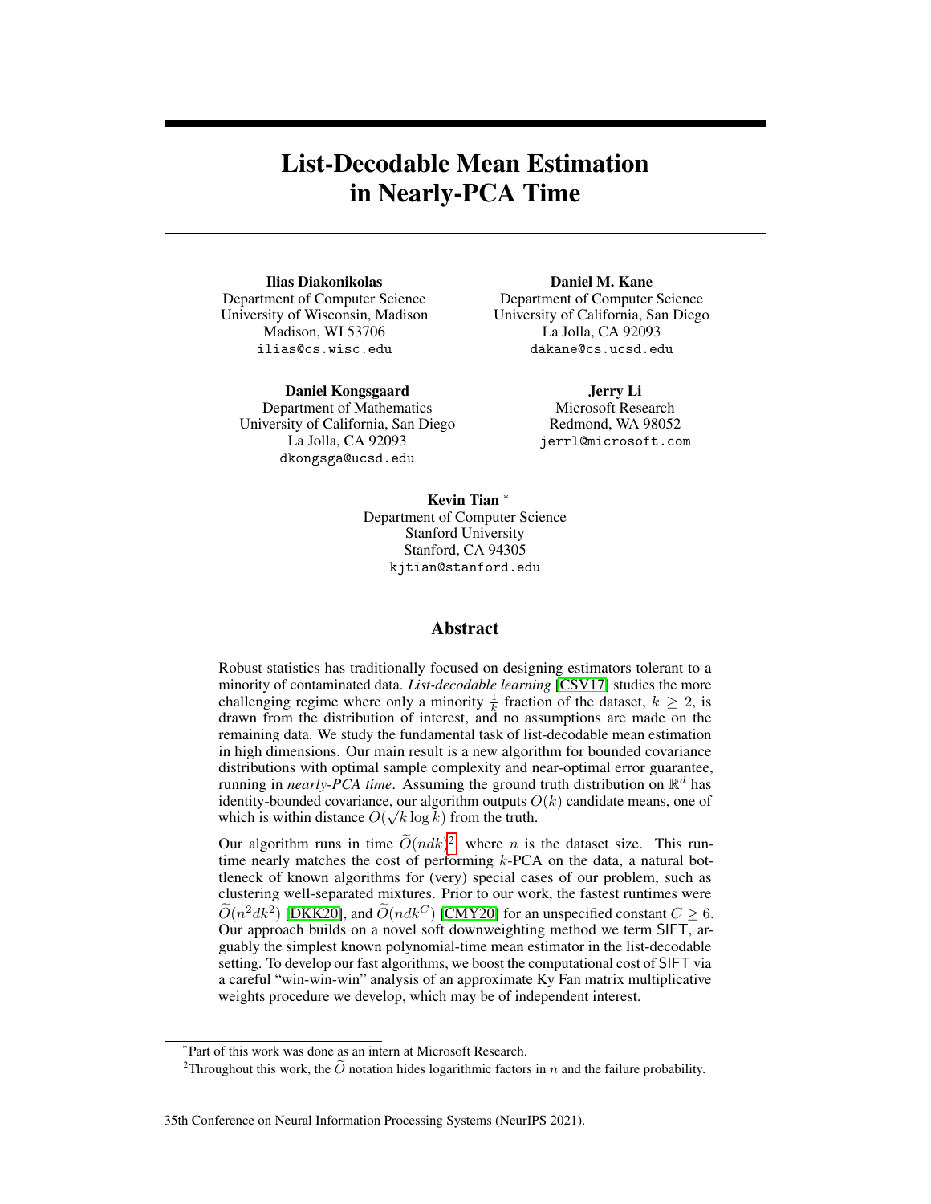# List-Decodable Mean Estimation in Nearly-PCA Time

**Ilias Diakonikolas**
Department of Computer Science
University of Wisconsin, Madison
Madison, WI 53706
ilias@cs.wisc.edu

**Daniel M. Kane**
Department of Computer Science
University of California, San Diego
La Jolla, CA 92093
dakane@cs.ucsd.edu

**Daniel Kongsgaard**
Department of Mathematics
University of California, San Diego
La Jolla, CA 92093
dkongsga@ucsd.edu

**Jerry Li**
Microsoft Research
Redmond, WA 98052
jerrl@microsoft.com

**Kevin Tian** [*]
Department of Computer Science
Stanford University
Stanford, CA 94305
kjtian@stanford.edu

## Abstract

Robust statistics has traditionally focused on designing estimators tolerant to a minority of contaminated data. *List-decodable learning* [CSV17] studies the more challenging regime where only a minority $\frac{1}{k}$ fraction of the dataset, $k \geq 2$, is drawn from the distribution of interest, and no assumptions are made on the remaining data. We study the fundamental task of list-decodable mean estimation in high dimensions. Our main result is a new algorithm for bounded covariance distributions with optimal sample complexity and near-optimal error guarantee, running in *nearly-PCA time*. Assuming the ground truth distribution on $\mathbb{R}^d$ has identity-bounded covariance, our algorithm outputs $O(k)$ candidate means, one of which is within distance $O(\sqrt{k \log k})$ from the truth.

Our algorithm runs in time $\widetilde{O}(ndk)$[2], where $n$ is the dataset size. This runtime nearly matches the cost of performing $k$-PCA on the data, a natural bottleneck of known algorithms for (very) special cases of our problem, such as clustering well-separated mixtures. Prior to our work, the fastest runtimes were $\widetilde{O}(n^2dk^2)$ [DKK20], and $\widetilde{O}(ndk^C)$ [CMY20] for an unspecified constant $C \geq 6$. Our approach builds on a novel soft downweighting method we term SIFT, arguably the simplest known polynomial-time mean estimator in the list-decodable setting. To develop our fast algorithms, we boost the computational cost of SIFT via a careful "win-win-win" analysis of an approximate Ky Fan matrix multiplicative weights procedure we develop, which may be of independent interest.

[*]Part of this work was done as an intern at Microsoft Research.

[2]Throughout this work, the $\widetilde{O}$ notation hides logarithmic factors in $n$ and the failure probability.

35th Conference on Neural Information Processing Systems (NeurIPS 2021).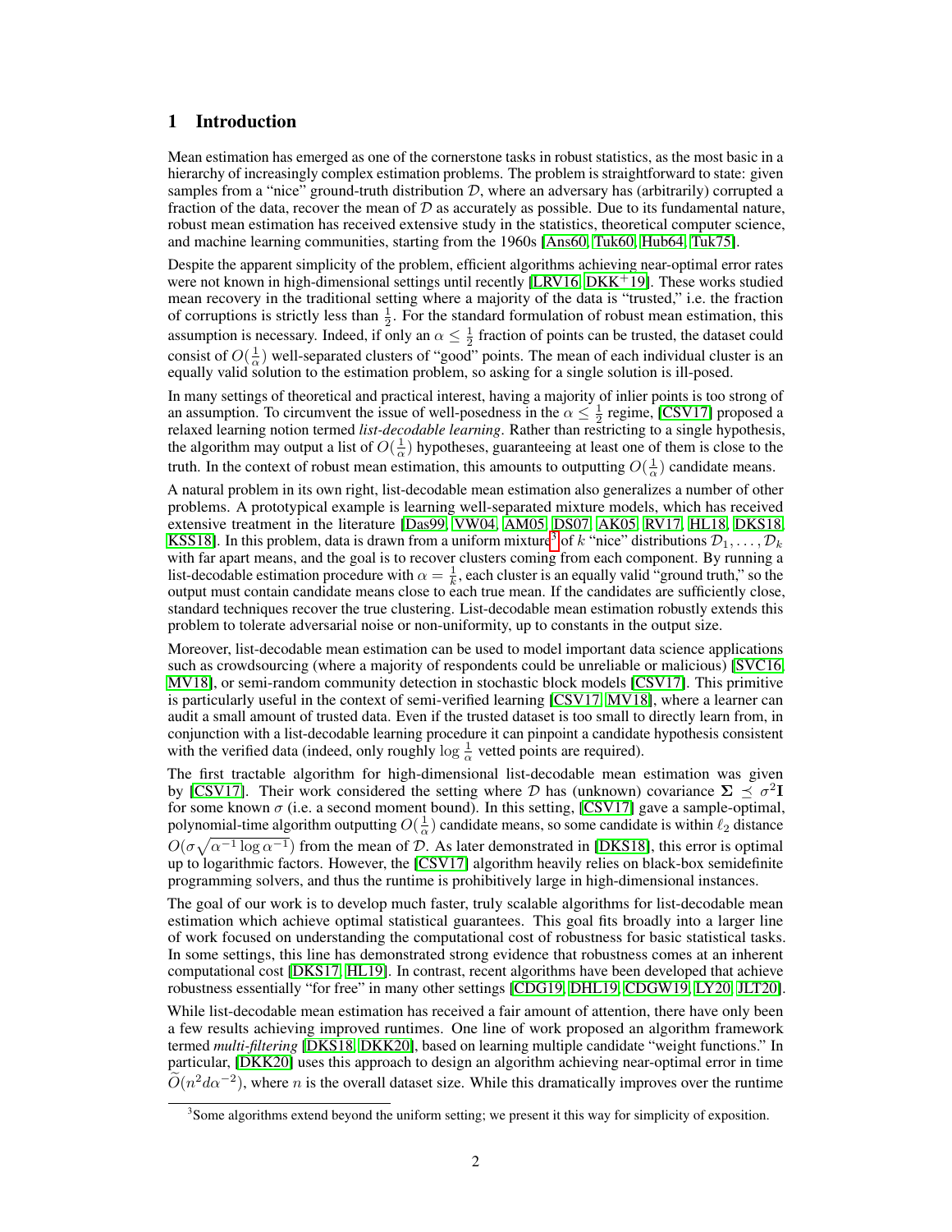# 1 Introduction

Mean estimation has emerged as one of the cornerstone tasks in robust statistics, as the most basic in a hierarchy of increasingly complex estimation problems. The problem is straightforward to state: given samples from a "nice" ground-truth distribution $\mathcal{D}$, where an adversary has (arbitrarily) corrupted a fraction of the data, recover the mean of $\mathcal{D}$ as accurately as possible. Due to its fundamental nature, robust mean estimation has received extensive study in the statistics, theoretical computer science, and machine learning communities, starting from the 1960s [Ans60, Tuk60, Hub64, Tuk75].

Despite the apparent simplicity of the problem, efficient algorithms achieving near-optimal error rates were not known in high-dimensional settings until recently [LRV16, DKK+19]. These works studied mean recovery in the traditional setting where a majority of the data is "trusted," i.e. the fraction of corruptions is strictly less than $\frac{1}{2}$. For the standard formulation of robust mean estimation, this assumption is necessary. Indeed, if only an $\alpha \leq \frac{1}{2}$ fraction of points can be trusted, the dataset could consist of $O(\frac{1}{\alpha})$ well-separated clusters of "good" points. The mean of each individual cluster is an equally valid solution to the estimation problem, so asking for a single solution is ill-posed.

In many settings of theoretical and practical interest, having a majority of inlier points is too strong of an assumption. To circumvent the issue of well-posedness in the $\alpha \leq \frac{1}{2}$ regime, [CSV17] proposed a relaxed learning notion termed *list-decodable learning*. Rather than restricting to a single hypothesis, the algorithm may output a list of $O(\frac{1}{\alpha})$ hypotheses, guaranteeing at least one of them is close to the truth. In the context of robust mean estimation, this amounts to outputting $O(\frac{1}{\alpha})$ candidate means.

A natural problem in its own right, list-decodable mean estimation also generalizes a number of other problems. A prototypical example is learning well-separated mixture models, which has received extensive treatment in the literature [Das99, VW04, AM05, DS07, AK05, RV17, HL18, DKS18, KSS18]. In this problem, data is drawn from a uniform mixture[3] of $k$ "nice" distributions $\mathcal{D}_1, \ldots, \mathcal{D}_k$ with far apart means, and the goal is to recover clusters coming from each component. By running a list-decodable estimation procedure with $\alpha = \frac{1}{k}$, each cluster is an equally valid "ground truth," so the output must contain candidate means close to each true mean. If the candidates are sufficiently close, standard techniques recover the true clustering. List-decodable mean estimation robustly extends this problem to tolerate adversarial noise or non-uniformity, up to constants in the output size.

Moreover, list-decodable mean estimation can be used to model important data science applications such as crowdsourcing (where a majority of respondents could be unreliable or malicious) [SVC16, MV18], or semi-random community detection in stochastic block models [CSV17]. This primitive is particularly useful in the context of semi-verified learning [CSV17, MV18], where a learner can audit a small amount of trusted data. Even if the trusted dataset is too small to directly learn from, in conjunction with a list-decodable learning procedure it can pinpoint a candidate hypothesis consistent with the verified data (indeed, only roughly $\log \frac{1}{\alpha}$ vetted points are required).

The first tractable algorithm for high-dimensional list-decodable mean estimation was given by [CSV17]. Their work considered the setting where $\mathcal{D}$ has (unknown) covariance $\mathbf{\Sigma} \preceq \sigma^2 \mathbf{I}$ for some known $\sigma$ (i.e. a second moment bound). In this setting, [CSV17] gave a sample-optimal, polynomial-time algorithm outputting $O(\frac{1}{\alpha})$ candidate means, so some candidate is within $\ell_2$ distance $O(\sigma\sqrt{\alpha^{-1}\log\alpha^{-1}})$ from the mean of $\mathcal{D}$. As later demonstrated in [DKS18], this error is optimal up to logarithmic factors. However, the [CSV17] algorithm heavily relies on black-box semidefinite programming solvers, and thus the runtime is prohibitively large in high-dimensional instances.

The goal of our work is to develop much faster, truly scalable algorithms for list-decodable mean estimation which achieve optimal statistical guarantees. This goal fits broadly into a larger line of work focused on understanding the computational cost of robustness for basic statistical tasks. In some settings, this line has demonstrated strong evidence that robustness comes at an inherent computational cost [DKS17, HL19]. In contrast, recent algorithms have been developed that achieve robustness essentially "for free" in many other settings [CDG19, DHL19, CDGW19, LY20, JLT20].

While list-decodable mean estimation has received a fair amount of attention, there have only been a few results achieving improved runtimes. One line of work proposed an algorithm framework termed *multi-filtering* [DKS18, DKK20], based on learning multiple candidate "weight functions." In particular, [DKK20] uses this approach to design an algorithm achieving near-optimal error in time $\widetilde{O}(n^2 d\alpha^{-2})$, where $n$ is the overall dataset size. While this dramatically improves over the runtime

[3] Some algorithms extend beyond the uniform setting; we present it this way for simplicity of exposition.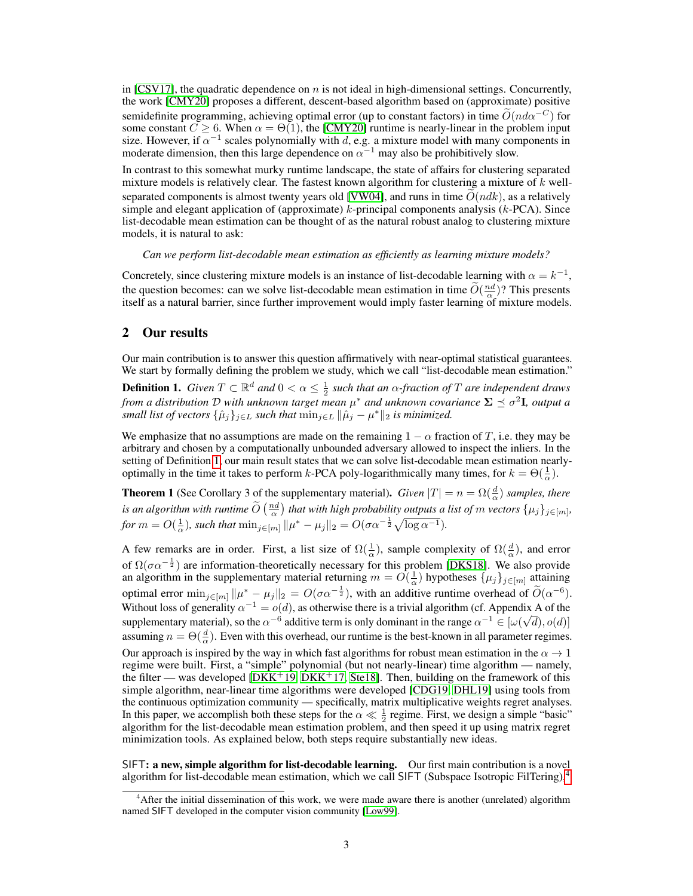in [CSV17], the quadratic dependence on $n$ is not ideal in high-dimensional settings. Concurrently, the work [CMY20] proposes a different, descent-based algorithm based on (approximate) positive semidefinite programming, achieving optimal error (up to constant factors) in time $\widetilde{O}(nd\alpha^{-C})$ for some constant $C \geq 6$. When $\alpha = \Theta(1)$, the [CMY20] runtime is nearly-linear in the problem input size. However, if $\alpha^{-1}$ scales polynomially with $d$, e.g. a mixture model with many components in moderate dimension, then this large dependence on $\alpha^{-1}$ may also be prohibitively slow.

In contrast to this somewhat murky runtime landscape, the state of affairs for clustering separated mixture models is relatively clear. The fastest known algorithm for clustering a mixture of $k$ well-separated components is almost twenty years old [VW04], and runs in time $\widetilde{O}(ndk)$, as a relatively simple and elegant application of (approximate) $k$-principal components analysis ($k$-PCA). Since list-decodable mean estimation can be thought of as the natural robust analog to clustering mixture models, it is natural to ask:

*Can we perform list-decodable mean estimation as efficiently as learning mixture models?*

Concretely, since clustering mixture models is an instance of list-decodable learning with $\alpha = k^{-1}$, the question becomes: can we solve list-decodable mean estimation in time $\widetilde{O}(\frac{nd}{\alpha})$? This presents itself as a natural barrier, since further improvement would imply faster learning of mixture models.

## 2 Our results

Our main contribution is to answer this question affirmatively with near-optimal statistical guarantees. We start by formally defining the problem we study, which we call "list-decodable mean estimation."

**Definition 1.** *Given $T \subset \mathbb{R}^d$ and $0 < \alpha \leq \frac{1}{2}$ such that an $\alpha$-fraction of $T$ are independent draws from a distribution $\mathcal{D}$ with unknown target mean $\mu^*$ and unknown covariance $\mathbf{\Sigma} \preceq \sigma^2 \mathbf{I}$, output a small list of vectors $\{\hat{\mu}_j\}_{j \in L}$ such that $\min_{j \in L} \|\hat{\mu}_j - \mu^*\|_2$ is minimized.*

We emphasize that no assumptions are made on the remaining $1 - \alpha$ fraction of $T$, i.e. they may be arbitrary and chosen by a computationally unbounded adversary allowed to inspect the inliers. In the setting of Definition 1, our main result states that we can solve list-decodable mean estimation nearly-optimally in the time it takes to perform $k$-PCA poly-logarithmically many times, for $k = \Theta(\frac{1}{\alpha})$.

**Theorem 1** (See Corollary 3 of the supplementary material). *Given $|T| = n = \Omega(\frac{d}{\alpha})$ samples, there is an algorithm with runtime $\widetilde{O}\left(\frac{nd}{\alpha}\right)$ that with high probability outputs a list of $m$ vectors $\{\mu_j\}_{j \in [m]}$, for $m = O(\frac{1}{\alpha})$, such that $\min_{j \in [m]} \|\mu^* - \mu_j\|_2 = O(\sigma\alpha^{-\frac{1}{2}}\sqrt{\log \alpha^{-1}})$.*

A few remarks are in order. First, a list size of $\Omega(\frac{1}{\alpha})$, sample complexity of $\Omega(\frac{d}{\alpha})$, and error of $\Omega(\sigma\alpha^{-\frac{1}{2}})$ are information-theoretically necessary for this problem [DKS18]. We also provide an algorithm in the supplementary material returning $m = O(\frac{1}{\alpha})$ hypotheses $\{\mu_j\}_{j \in [m]}$ attaining optimal error $\min_{j \in [m]} \|\mu^* - \mu_j\|_2 = O(\sigma\alpha^{-\frac{1}{2}})$, with an additive runtime overhead of $\widetilde{O}(\alpha^{-6})$. Without loss of generality $\alpha^{-1} = o(d)$, as otherwise there is a trivial algorithm (cf. Appendix A of the supplementary material), so the $\alpha^{-6}$ additive term is only dominant in the range $\alpha^{-1} \in [\omega(\sqrt{d}), o(d)]$ assuming $n = \Theta(\frac{d}{\alpha})$. Even with this overhead, our runtime is the best-known in all parameter regimes.

Our approach is inspired by the way in which fast algorithms for robust mean estimation in the $\alpha \to 1$ regime were built. First, a "simple" polynomial (but not nearly-linear) time algorithm — namely, the filter — was developed [DKK+19, DKK+17, Ste18]. Then, building on the framework of this simple algorithm, near-linear time algorithms were developed [CDG19, DHL19] using tools from the continuous optimization community — specifically, matrix multiplicative weights regret analyses. In this paper, we accomplish both these steps for the $\alpha \ll \frac{1}{2}$ regime. First, we design a simple "basic" algorithm for the list-decodable mean estimation problem, and then speed it up using matrix regret minimization tools. As explained below, both steps require substantially new ideas.

**SIFT: a new, simple algorithm for list-decodable learning.** Our first main contribution is a novel algorithm for list-decodable mean estimation, which we call SIFT (Subspace Isotropic FilTering).[4]

[4] After the initial dissemination of this work, we were made aware there is another (unrelated) algorithm named SIFT developed in the computer vision community [Low99].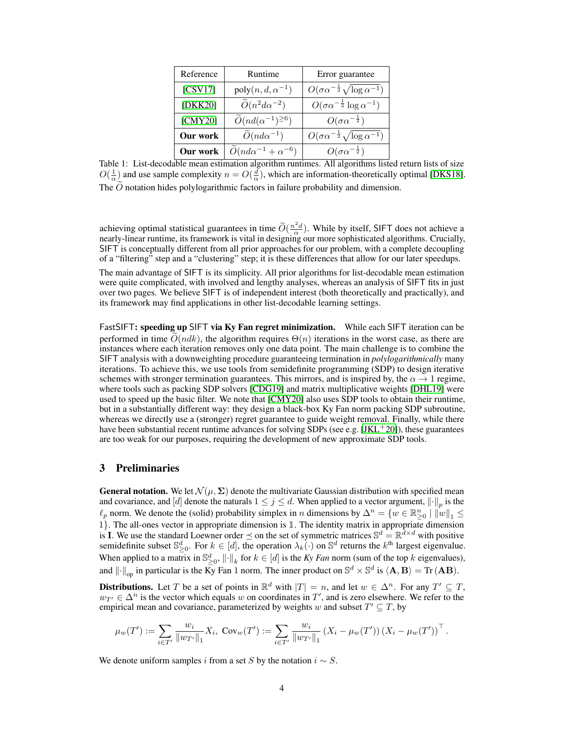| Reference | Runtime | Error guarantee |
| --- | --- | --- |
| [CSV17] | $\text{poly}(n, d, \alpha^{-1})$ | $O(\sigma\alpha^{-\frac{1}{2}}\sqrt{\log \alpha^{-1}})$ |
| [DKK20] | $\widetilde{O}(n^2 d\alpha^{-2})$ | $O(\sigma\alpha^{-\frac{1}{2}} \log \alpha^{-1})$ |
| [CMY20] | $\widetilde{O}(nd(\alpha^{-1})^{\geq 6})$ | $O(\sigma\alpha^{-\frac{1}{2}})$ |
| **Our work** | $\widetilde{O}(nd\alpha^{-1})$ | $O(\sigma\alpha^{-\frac{1}{2}}\sqrt{\log \alpha^{-1}})$ |
| **Our work** | $\widetilde{O}(nd\alpha^{-1} + \alpha^{-6})$ | $O(\sigma\alpha^{-\frac{1}{2}})$ |

Table 1: List-decodable mean estimation algorithm runtimes. All algorithms listed return lists of size $O(\frac{1}{\alpha})$ and use sample complexity $n = O(\frac{d}{\alpha})$, which are information-theoretically optimal [DKS18]. The $\widetilde{O}$ notation hides polylogarithmic factors in failure probability and dimension.

achieving optimal statistical guarantees in time $\widetilde{O}(\frac{n^2 d}{\alpha})$. While by itself, SIFT does not achieve a nearly-linear runtime, its framework is vital in designing our more sophisticated algorithms. Crucially, SIFT is conceptually different from all prior approaches for our problem, with a complete decoupling of a "filtering" step and a "clustering" step; it is these differences that allow for our later speedups.

The main advantage of SIFT is its simplicity. All prior algorithms for list-decodable mean estimation were quite complicated, with involved and lengthy analyses, whereas an analysis of SIFT fits in just over two pages. We believe SIFT is of independent interest (both theoretically and practically), and its framework may find applications in other list-decodable learning settings.

**FastSIFT: speeding up SIFT via Ky Fan regret minimization.** While each SIFT iteration can be performed in time $\widetilde{O}(ndk)$, the algorithm requires $\Theta(n)$ iterations in the worst case, as there are instances where each iteration removes only one data point. The main challenge is to combine the SIFT analysis with a downweighting procedure guaranteeing termination in *polylogarithmically* many iterations. To achieve this, we use tools from semidefinite programming (SDP) to design iterative schemes with stronger termination guarantees. This mirrors, and is inspired by, the $\alpha \to 1$ regime, where tools such as packing SDP solvers [CDG19] and matrix multiplicative weights [DHL19] were used to speed up the basic filter. We note that [CMY20] also uses SDP tools to obtain their runtime, but in a substantially different way: they design a black-box Ky Fan norm packing SDP subroutine, whereas we directly use a (stronger) regret guarantee to guide weight removal. Finally, while there have been substantial recent runtime advances for solving SDPs (see e.g. [JKL+20]), these guarantees are too weak for our purposes, requiring the development of new approximate SDP tools.

## 3 Preliminaries

**General notation.** We let $\mathcal{N}(\mu, \mathbf{\Sigma})$ denote the multivariate Gaussian distribution with specified mean and covariance, and $[d]$ denote the naturals $1 \leq j \leq d$. When applied to a vector argument, $\|\cdot\|_p$ is the $\ell_p$ norm. We denote the (solid) probability simplex in $n$ dimensions by $\Delta^n = \{w \in \mathbb{R}^n_{\geq 0} \mid \|w\|_1 \leq 1\}$. The all-ones vector in appropriate dimension is $\mathbb{1}$. The identity matrix in appropriate dimension is $\mathbf{I}$. We use the standard Loewner order $\preceq$ on the set of symmetric matrices $\mathbb{S}^d = \mathbb{R}^{d \times d}$ with positive semidefinite subset $\mathbb{S}^d_{\geq 0}$. For $k \in [d]$, the operation $\lambda_k(\cdot)$ on $\mathbb{S}^d$ returns the $k^{\text{th}}$ largest eigenvalue. When applied to a matrix in $\mathbb{S}^d_{\geq 0}$, $\|\cdot\|_k$ for $k \in [d]$ is the *Ky Fan* norm (sum of the top $k$ eigenvalues), and $\|\cdot\|_{\text{op}}$ in particular is the Ky Fan 1 norm. The inner product on $\mathbb{S}^d \times \mathbb{S}^d$ is $\langle \mathbf{A}, \mathbf{B} \rangle = \text{Tr}(\mathbf{AB})$.

**Distributions.** Let $T$ be a set of points in $\mathbb{R}^d$ with $|T| = n$, and let $w \in \Delta^n$. For any $T' \subseteq T$, $w_{T'} \in \Delta^n$ is the vector which equals $w$ on coordinates in $T'$, and is zero elsewhere. We refer to the empirical mean and covariance, parameterized by weights $w$ and subset $T' \subseteq T$, by

$$\mu_w(T') := \sum_{i \in T'} \frac{w_i}{\|w_{T'}\|_1} X_i, \ \text{Cov}_w(T') := \sum_{i \in T'} \frac{w_i}{\|w_{T'}\|_1} (X_i - \mu_w(T')) (X_i - \mu_w(T'))^\top.$$

We denote uniform samples $i$ from a set $S$ by the notation $i \sim S$.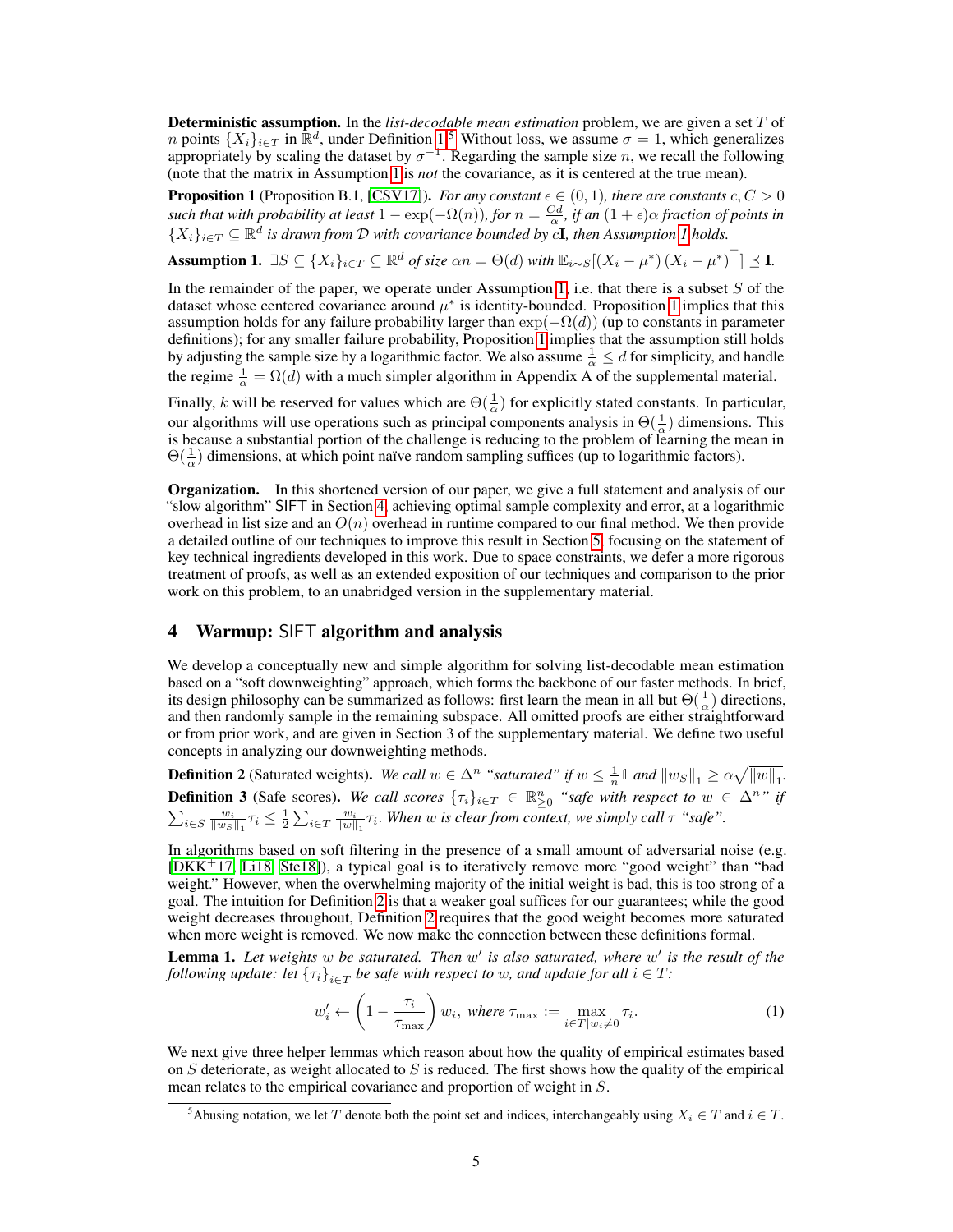**Deterministic assumption.** In the *list-decodable mean estimation* problem, we are given a set $T$ of $n$ points $\{X_i\}_{i \in T}$ in $\mathbb{R}^d$, under Definition 1.[5] Without loss, we assume $\sigma = 1$, which generalizes appropriately by scaling the dataset by $\sigma^{-1}$. Regarding the sample size $n$, we recall the following (note that the matrix in Assumption 1 is *not* the covariance, as it is centered at the true mean).

**Proposition 1** (Proposition B.1, [CSV17]). *For any constant $\epsilon \in (0, 1)$, there are constants $c, C > 0$ such that with probability at least $1 - \exp(-\Omega(n))$, for $n = \frac{Cd}{\alpha}$, if an $(1 + \epsilon)\alpha$ fraction of points in $\{X_i\}_{i \in T} \subseteq \mathbb{R}^d$ is drawn from $\mathcal{D}$ with covariance bounded by $c\mathbf{I}$, then Assumption 1 holds.*

**Assumption 1.** $\exists S \subseteq \{X_i\}_{i \in T} \subseteq \mathbb{R}^d$ *of size $\alpha n = \Theta(d)$ with $\mathbb{E}_{i \sim S}[(X_i - \mu^*)(X_i - \mu^*)^\top] \preceq \mathbf{I}$.*

In the remainder of the paper, we operate under Assumption 1, i.e. that there is a subset $S$ of the dataset whose centered covariance around $\mu^*$ is identity-bounded. Proposition 1 implies that this assumption holds for any failure probability larger than $\exp(-\Omega(d))$ (up to constants in parameter definitions); for any smaller failure probability, Proposition 1 implies that the assumption still holds by adjusting the sample size by a logarithmic factor. We also assume $\frac{1}{\alpha} \leq d$ for simplicity, and handle the regime $\frac{1}{\alpha} = \Omega(d)$ with a much simpler algorithm in Appendix A of the supplemental material.

Finally, $k$ will be reserved for values which are $\Theta(\frac{1}{\alpha})$ for explicitly stated constants. In particular, our algorithms will use operations such as principal components analysis in $\Theta(\frac{1}{\alpha})$ dimensions. This is because a substantial portion of the challenge is reducing to the problem of learning the mean in $\Theta(\frac{1}{\alpha})$ dimensions, at which point naïve random sampling suffices (up to logarithmic factors).

**Organization.** In this shortened version of our paper, we give a full statement and analysis of our "slow algorithm" SIFT in Section 4, achieving optimal sample complexity and error, at a logarithmic overhead in list size and an $O(n)$ overhead in runtime compared to our final method. We then provide a detailed outline of our techniques to improve this result in Section 5, focusing on the statement of key technical ingredients developed in this work. Due to space constraints, we defer a more rigorous treatment of proofs, as well as an extended exposition of our techniques and comparison to the prior work on this problem, to an unabridged version in the supplementary material.

## 4 Warmup: SIFT algorithm and analysis

We develop a conceptually new and simple algorithm for solving list-decodable mean estimation based on a "soft downweighting" approach, which forms the backbone of our faster methods. In brief, its design philosophy can be summarized as follows: first learn the mean in all but $\Theta(\frac{1}{\alpha})$ directions, and then randomly sample in the remaining subspace. All omitted proofs are either straightforward or from prior work, and are given in Section 3 of the supplementary material. We define two useful concepts in analyzing our downweighting methods.

**Definition 2** (Saturated weights). *We call $w \in \Delta^n$ "saturated" if $w \leq \frac{1}{n}\mathbb{1}$ and $\|w_S\|_1 \geq \alpha\sqrt{\|w\|_1}$.*

**Definition 3** (Safe scores). *We call scores $\{\tau_i\}_{i \in T} \in \mathbb{R}^n_{\geq 0}$ "safe with respect to $w \in \Delta^n$" if $\sum_{i \in S} \frac{w_i}{\|w_S\|_1}\tau_i \leq \frac{1}{2}\sum_{i \in T} \frac{w_i}{\|w\|_1}\tau_i$. When $w$ is clear from context, we simply call $\tau$ "safe".*

In algorithms based on soft filtering in the presence of a small amount of adversarial noise (e.g. [DKK+17, Li18, Ste18]), a typical goal is to iteratively remove more "good weight" than "bad weight." However, when the overwhelming majority of the initial weight is bad, this is too strong of a goal. The intuition for Definition 2 is that a weaker goal suffices for our guarantees; while the good weight decreases throughout, Definition 2 requires that the good weight becomes more saturated when more weight is removed. We now make the connection between these definitions formal.

**Lemma 1.** *Let weights $w$ be saturated. Then $w'$ is also saturated, where $w'$ is the result of the following update: let $\{\tau_i\}_{i \in T}$ be safe with respect to $w$, and update for all $i \in T$:*

$$w'_i \leftarrow \left(1 - \frac{\tau_i}{\tau_{\max}}\right) w_i, \text{ where } \tau_{\max} := \max_{i \in T | w_i \neq 0} \tau_i. \tag{1}$$

We next give three helper lemmas which reason about how the quality of empirical estimates based on $S$ deteriorate, as weight allocated to $S$ is reduced. The first shows how the quality of the empirical mean relates to the empirical covariance and proportion of weight in $S$.

[5] Abusing notation, we let $T$ denote both the point set and indices, interchangeably using $X_i \in T$ and $i \in T$.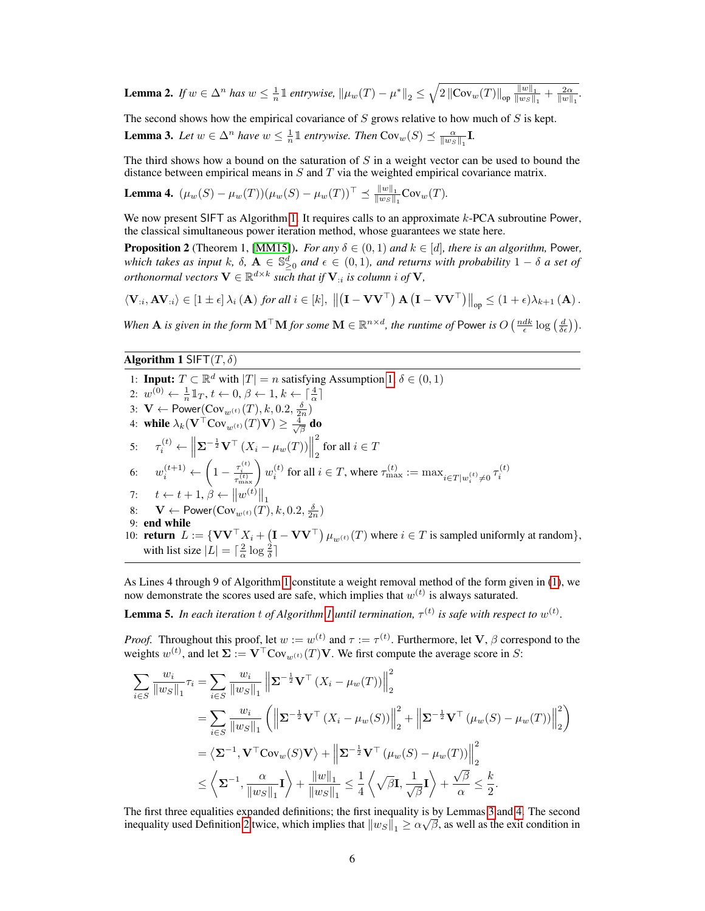**Lemma 2.** *If $w \in \Delta^n$ has $w \leq \frac{1}{n}\mathbb{1}$ entrywise, $\|\mu_w(T) - \mu^*\|_2 \leq \sqrt{2\|\mathrm{Cov}_w(T)\|_{\mathrm{op}} \frac{\|w\|_1}{\|w_S\|_1} + \frac{2\alpha}{\|w\|_1}}$.*

The second shows how the empirical covariance of $S$ grows relative to how much of $S$ is kept.

**Lemma 3.** *Let $w \in \Delta^n$ have $w \leq \frac{1}{n}\mathbb{1}$ entrywise. Then $\mathrm{Cov}_w(S) \preceq \frac{\alpha}{\|w_S\|_1}\mathbf{I}$.*

The third shows how a bound on the saturation of $S$ in a weight vector can be used to bound the distance between empirical means in $S$ and $T$ via the weighted empirical covariance matrix.

**Lemma 4.** $(\mu_w(S) - \mu_w(T))(\mu_w(S) - \mu_w(T))^\top \preceq \frac{\|w\|_1}{\|w_S\|_1}\mathrm{Cov}_w(T)$.

We now present SIFT as Algorithm 1. It requires calls to an approximate $k$-PCA subroutine Power, the classical simultaneous power iteration method, whose guarantees we state here.

**Proposition 2** (Theorem 1, [MM15]). *For any $\delta \in (0,1)$ and $k \in [d]$, there is an algorithm,* Power*, which takes as input $k$, $\delta$, $\mathbf{A} \in \mathbb{S}^d_{\geq 0}$ and $\epsilon \in (0,1)$, and returns with probability $1-\delta$ a set of orthonormal vectors $\mathbf{V} \in \mathbb{R}^{d \times k}$ such that if $\mathbf{V}_{:i}$ is column $i$ of $\mathbf{V}$,*

$$\langle \mathbf{V}_{:i}, \mathbf{A}\mathbf{V}_{:i}\rangle \in [1 \pm \epsilon]\,\lambda_i(\mathbf{A}) \text{ for all } i \in [k],\ \left\|\left(\mathbf{I} - \mathbf{V}\mathbf{V}^\top\right)\mathbf{A}\left(\mathbf{I} - \mathbf{V}\mathbf{V}^\top\right)\right\|_{\mathrm{op}} \leq (1+\epsilon)\lambda_{k+1}(\mathbf{A}).$$

*When $\mathbf{A}$ is given in the form $\mathbf{M}^\top\mathbf{M}$ for some $\mathbf{M} \in \mathbb{R}^{n \times d}$, the runtime of* Power *is $O\left(\frac{ndk}{\epsilon}\log\left(\frac{d}{\delta\epsilon}\right)\right)$.*

**Algorithm 1** SIFT$(T, \delta)$

1: **Input:** $T \subset \mathbb{R}^d$ with $|T| = n$ satisfying Assumption 1, $\delta \in (0,1)$
2: $w^{(0)} \leftarrow \frac{1}{n}\mathbb{1}_T$, $t \leftarrow 0$, $\beta \leftarrow 1$, $k \leftarrow \lceil \frac{4}{\alpha} \rceil$
3: $\mathbf{V} \leftarrow$ Power$(\mathrm{Cov}_{w^{(t)}}(T), k, 0.2, \frac{\delta}{2n})$
4: **while** $\lambda_k(\mathbf{V}^\top \mathrm{Cov}_{w^{(t)}}(T)\mathbf{V}) \geq \frac{4}{\sqrt{\beta}}$ **do**
5: $\quad \tau_i^{(t)} \leftarrow \left\|\mathbf{\Sigma}^{-\frac{1}{2}}\mathbf{V}^\top\left(X_i - \mu_w(T)\right)\right\|_2^2$ for all $i \in T$
6: $\quad w_i^{(t+1)} \leftarrow \left(1 - \frac{\tau_i^{(t)}}{\tau_{\max}^{(t)}}\right) w_i^{(t)}$ for all $i \in T$, where $\tau_{\max}^{(t)} := \max_{i \in T | w_i^{(t)} \neq 0} \tau_i^{(t)}$
7: $\quad t \leftarrow t+1$, $\beta \leftarrow \left\|w^{(t)}\right\|_1$
8: $\quad \mathbf{V} \leftarrow$ Power$(\mathrm{Cov}_{w^{(t)}}(T), k, 0.2, \frac{\delta}{2n})$
9: **end while**
10: **return** $L := \{\mathbf{V}\mathbf{V}^\top X_i + \left(\mathbf{I} - \mathbf{V}\mathbf{V}^\top\right)\mu_{w^{(t)}}(T)$ where $i \in T$ is sampled uniformly at random$\}$, with list size $|L| = \lceil \frac{2}{\alpha}\log\frac{2}{\delta} \rceil$

As Lines 4 through 9 of Algorithm 1 constitute a weight removal method of the form given in (1), we now demonstrate the scores used are safe, which implies that $w^{(t)}$ is always saturated.

**Lemma 5.** *In each iteration $t$ of Algorithm 1 until termination, $\tau^{(t)}$ is safe with respect to $w^{(t)}$.*

*Proof.* Throughout this proof, let $w := w^{(t)}$ and $\tau := \tau^{(t)}$. Furthermore, let $\mathbf{V}$, $\beta$ correspond to the weights $w^{(t)}$, and let $\mathbf{\Sigma} := \mathbf{V}^\top \mathrm{Cov}_{w^{(t)}}(T)\mathbf{V}$. We first compute the average score in $S$:

$$\begin{aligned}
\sum_{i \in S} \frac{w_i}{\|w_S\|_1}\tau_i &= \sum_{i \in S} \frac{w_i}{\|w_S\|_1}\left\|\mathbf{\Sigma}^{-\frac{1}{2}}\mathbf{V}^\top\left(X_i - \mu_w(T)\right)\right\|_2^2 \\
&= \sum_{i \in S} \frac{w_i}{\|w_S\|_1}\left(\left\|\mathbf{\Sigma}^{-\frac{1}{2}}\mathbf{V}^\top\left(X_i - \mu_w(S)\right)\right\|_2^2 + \left\|\mathbf{\Sigma}^{-\frac{1}{2}}\mathbf{V}^\top\left(\mu_w(S) - \mu_w(T)\right)\right\|_2^2\right) \\
&= \left\langle \mathbf{\Sigma}^{-1}, \mathbf{V}^\top \mathrm{Cov}_w(S)\mathbf{V}\right\rangle + \left\|\mathbf{\Sigma}^{-\frac{1}{2}}\mathbf{V}^\top\left(\mu_w(S) - \mu_w(T)\right)\right\|_2^2 \\
&\leq \left\langle \mathbf{\Sigma}^{-1}, \frac{\alpha}{\|w_S\|_1}\mathbf{I}\right\rangle + \frac{\|w\|_1}{\|w_S\|_1} \leq \frac{1}{4}\left\langle \sqrt{\beta}\mathbf{I}, \frac{1}{\sqrt{\beta}}\mathbf{I}\right\rangle + \frac{\sqrt{\beta}}{\alpha} \leq \frac{k}{2}.
\end{aligned}$$

The first three equalities expanded definitions; the first inequality is by Lemmas 3 and 4. The second inequality used Definition 2 twice, which implies that $\|w_S\|_1 \geq \alpha\sqrt{\beta}$, as well as the exit condition in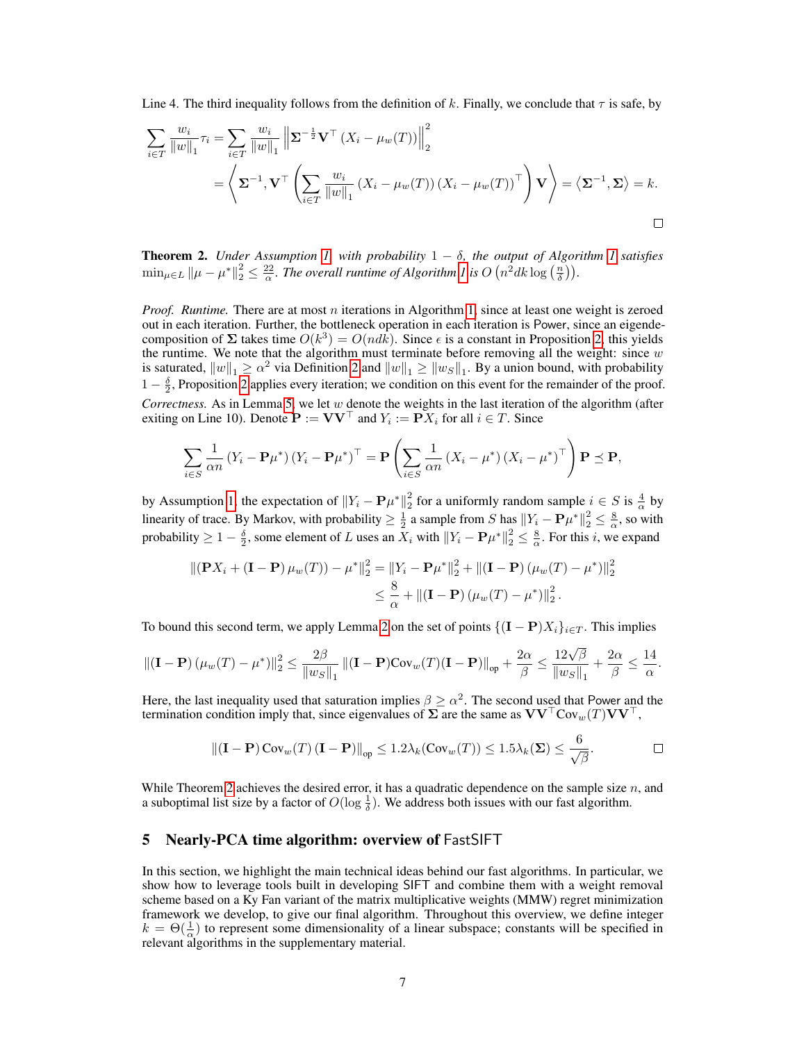Line 4. The third inequality follows from the definition of $k$. Finally, we conclude that $\tau$ is safe, by

$$\sum_{i \in T} \frac{w_i}{\|w\|_1} \tau_i = \sum_{i \in T} \frac{w_i}{\|w\|_1} \left\| \boldsymbol{\Sigma}^{-\frac{1}{2}} \mathbf{V}^\top (X_i - \mu_w(T)) \right\|_2^2$$
$$= \left\langle \boldsymbol{\Sigma}^{-1}, \mathbf{V}^\top \left( \sum_{i \in T} \frac{w_i}{\|w\|_1} (X_i - \mu_w(T)) (X_i - \mu_w(T))^\top \right) \mathbf{V} \right\rangle = \left\langle \boldsymbol{\Sigma}^{-1}, \boldsymbol{\Sigma} \right\rangle = k.$$

□

**Theorem 2.** *Under Assumption 1, with probability $1 - \delta$, the output of Algorithm 1 satisfies $\min_{\mu \in L} \|\mu - \mu^*\|_2^2 \le \frac{22}{\alpha}$. The overall runtime of Algorithm 1 is $O\left(n^2 dk \log\left(\frac{n}{\delta}\right)\right)$.*

*Proof. Runtime.* There are at most $n$ iterations in Algorithm 1, since at least one weight is zeroed out in each iteration. Further, the bottleneck operation in each iteration is Power, since an eigendecomposition of $\boldsymbol{\Sigma}$ takes time $O(k^3) = O(ndk)$. Since $\epsilon$ is a constant in Proposition 2, this yields the runtime. We note that the algorithm must terminate before removing all the weight: since $w$ is saturated, $\|w\|_1 \ge \alpha^2$ via Definition 2 and $\|w\|_1 \ge \|w_S\|_1$. By a union bound, with probability $1 - \frac{\delta}{2}$, Proposition 2 applies every iteration; we condition on this event for the remainder of the proof.

*Correctness.* As in Lemma 5, we let $w$ denote the weights in the last iteration of the algorithm (after exiting on Line 10). Denote $\mathbf{P} := \mathbf{V}\mathbf{V}^\top$ and $Y_i := \mathbf{P}X_i$ for all $i \in T$. Since

$$\sum_{i \in S} \frac{1}{\alpha n} (Y_i - \mathbf{P}\mu^*) (Y_i - \mathbf{P}\mu^*)^\top = \mathbf{P} \left( \sum_{i \in S} \frac{1}{\alpha n} (X_i - \mu^*) (X_i - \mu^*)^\top \right) \mathbf{P} \preceq \mathbf{P},$$

by Assumption 1, the expectation of $\|Y_i - \mathbf{P}\mu^*\|_2^2$ for a uniformly random sample $i \in S$ is $\frac{4}{\alpha}$ by linearity of trace. By Markov, with probability $\ge \frac{1}{2}$ a sample from $S$ has $\|Y_i - \mathbf{P}\mu^*\|_2^2 \le \frac{8}{\alpha}$, so with probability $\ge 1 - \frac{\delta}{2}$, some element of $L$ uses an $X_i$ with $\|Y_i - \mathbf{P}\mu^*\|_2^2 \le \frac{8}{\alpha}$. For this $i$, we expand

$$\|(\mathbf{P}X_i + (\mathbf{I} - \mathbf{P})\mu_w(T)) - \mu^*\|_2^2 = \|Y_i - \mathbf{P}\mu^*\|_2^2 + \|(\mathbf{I} - \mathbf{P})(\mu_w(T) - \mu^*)\|_2^2$$
$$\le \frac{8}{\alpha} + \|(\mathbf{I} - \mathbf{P})(\mu_w(T) - \mu^*)\|_2^2.$$

To bound this second term, we apply Lemma 2 on the set of points $\{(\mathbf{I} - \mathbf{P})X_i\}_{i \in T}$. This implies

$$\|(\mathbf{I} - \mathbf{P})(\mu_w(T) - \mu^*)\|_2^2 \le \frac{2\beta}{\|w_S\|_1} \|(\mathbf{I} - \mathbf{P})\mathrm{Cov}_w(T)(\mathbf{I} - \mathbf{P})\|_{\mathrm{op}} + \frac{2\alpha}{\beta} \le \frac{12\sqrt{\beta}}{\|w_S\|_1} + \frac{2\alpha}{\beta} \le \frac{14}{\alpha}.$$

Here, the last inequality used that saturation implies $\beta \ge \alpha^2$. The second used that Power and the termination condition imply that, since eigenvalues of $\boldsymbol{\Sigma}$ are the same as $\mathbf{V}\mathbf{V}^\top \mathrm{Cov}_w(T)\mathbf{V}\mathbf{V}^\top$,

$$\|(\mathbf{I} - \mathbf{P})\,\mathrm{Cov}_w(T)\,(\mathbf{I} - \mathbf{P})\|_{\mathrm{op}} \le 1.2\lambda_k(\mathrm{Cov}_w(T)) \le 1.5\lambda_k(\boldsymbol{\Sigma}) \le \frac{6}{\sqrt{\beta}}.$$

□

While Theorem 2 achieves the desired error, it has a quadratic dependence on the sample size $n$, and a suboptimal list size by a factor of $O(\log \frac{1}{\delta})$. We address both issues with our fast algorithm.

## 5 Nearly-PCA time algorithm: overview of FastSIFT

In this section, we highlight the main technical ideas behind our fast algorithms. In particular, we show how to leverage tools built in developing SIFT and combine them with a weight removal scheme based on a Ky Fan variant of the matrix multiplicative weights (MMW) regret minimization framework we develop, to give our final algorithm. Throughout this overview, we define integer $k = \Theta(\frac{1}{\alpha})$ to represent some dimensionality of a linear subspace; constants will be specified in relevant algorithms in the supplementary material.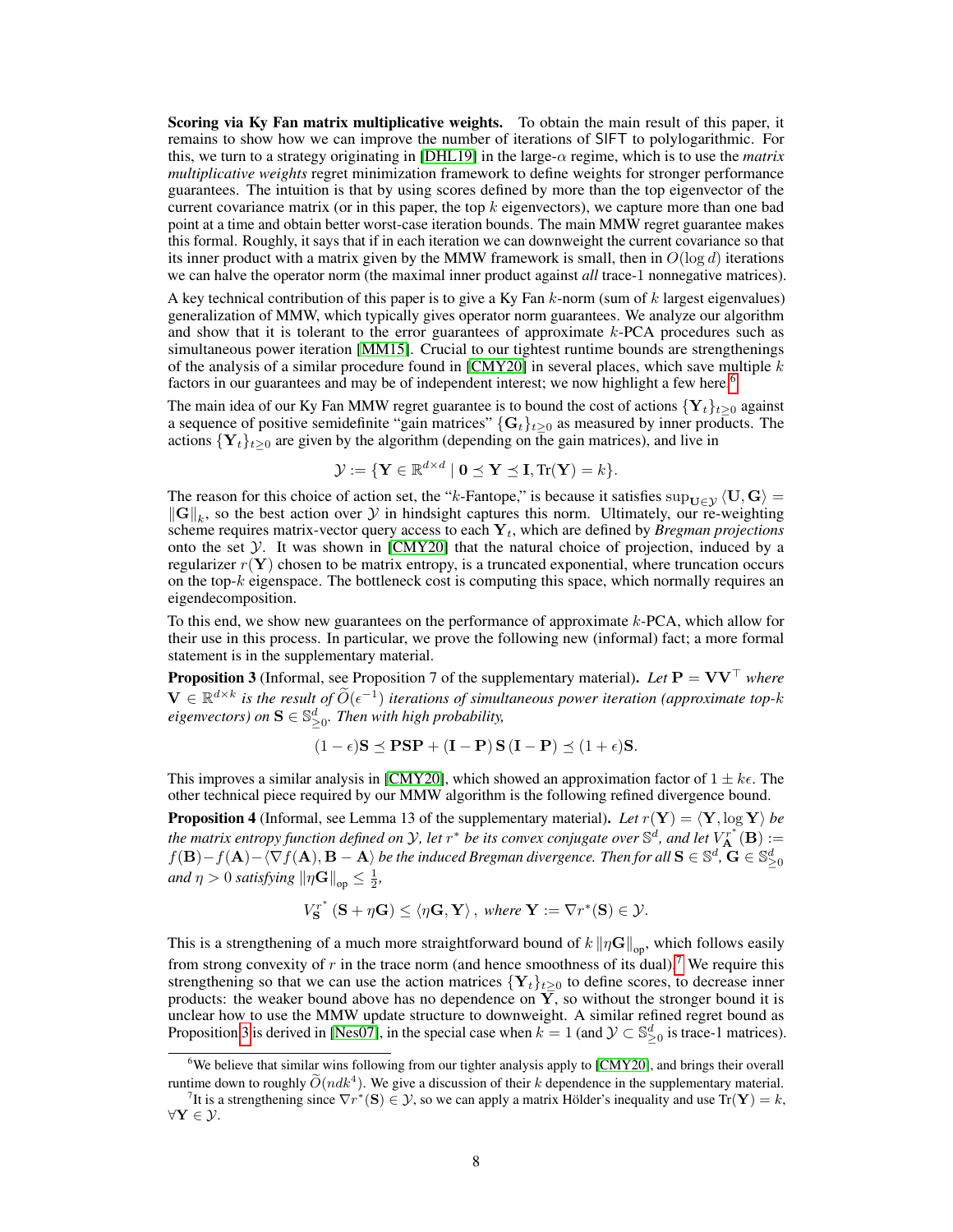**Scoring via Ky Fan matrix multiplicative weights.** To obtain the main result of this paper, it remains to show how we can improve the number of iterations of SIFT to polylogarithmic. For this, we turn to a strategy originating in [DHL19] in the large-$\alpha$ regime, which is to use the *matrix multiplicative weights* regret minimization framework to define weights for stronger performance guarantees. The intuition is that by using scores defined by more than the top eigenvector of the current covariance matrix (or in this paper, the top $k$ eigenvectors), we capture more than one bad point at a time and obtain better worst-case iteration bounds. The main MMW regret guarantee makes this formal. Roughly, it says that if in each iteration we can downweight the current covariance so that its inner product with a matrix given by the MMW framework is small, then in $O(\log d)$ iterations we can halve the operator norm (the maximal inner product against *all* trace-1 nonnegative matrices).

A key technical contribution of this paper is to give a Ky Fan $k$-norm (sum of $k$ largest eigenvalues) generalization of MMW, which typically gives operator norm guarantees. We analyze our algorithm and show that it is tolerant to the error guarantees of approximate $k$-PCA procedures such as simultaneous power iteration [MM15]. Crucial to our tightest runtime bounds are strengthenings of the analysis of a similar procedure found in [CMY20] in several places, which save multiple $k$ factors in our guarantees and may be of independent interest; we now highlight a few here.[6]

The main idea of our Ky Fan MMW regret guarantee is to bound the cost of actions $\{\mathbf{Y}_t\}_{t\geq 0}$ against a sequence of positive semidefinite "gain matrices" $\{\mathbf{G}_t\}_{t\geq 0}$ as measured by inner products. The actions $\{\mathbf{Y}_t\}_{t\geq 0}$ are given by the algorithm (depending on the gain matrices), and live in

$$\mathcal{Y} := \{\mathbf{Y} \in \mathbb{R}^{d\times d} \mid \mathbf{0} \preceq \mathbf{Y} \preceq \mathbf{I}, \mathrm{Tr}(\mathbf{Y}) = k\}.$$

The reason for this choice of action set, the "$k$-Fantope," is because it satisfies $\sup_{\mathbf{U}\in\mathcal{Y}} \langle \mathbf{U}, \mathbf{G}\rangle = \|\mathbf{G}\|_k$, so the best action over $\mathcal{Y}$ in hindsight captures this norm. Ultimately, our re-weighting scheme requires matrix-vector query access to each $\mathbf{Y}_t$, which are defined by *Bregman projections* onto the set $\mathcal{Y}$. It was shown in [CMY20] that the natural choice of projection, induced by a regularizer $r(\mathbf{Y})$ chosen to be matrix entropy, is a truncated exponential, where truncation occurs on the top-$k$ eigenspace. The bottleneck cost is computing this space, which normally requires an eigendecomposition.

To this end, we show new guarantees on the performance of approximate $k$-PCA, which allow for their use in this process. In particular, we prove the following new (informal) fact; a more formal statement is in the supplementary material.

**Proposition 3** (Informal, see Proposition 7 of the supplementary material)**.** *Let $\mathbf{P} = \mathbf{V}\mathbf{V}^\top$ where $\mathbf{V} \in \mathbb{R}^{d\times k}$ is the result of $\widetilde{O}(\epsilon^{-1})$ iterations of simultaneous power iteration (approximate top-$k$ eigenvectors) on $\mathbf{S} \in \mathbb{S}^d_{\geq 0}$. Then with high probability,*

$$(1-\epsilon)\mathbf{S} \preceq \mathbf{PSP} + (\mathbf{I}-\mathbf{P})\,\mathbf{S}\,(\mathbf{I}-\mathbf{P}) \preceq (1+\epsilon)\mathbf{S}.$$

This improves a similar analysis in [CMY20], which showed an approximation factor of $1 \pm k\epsilon$. The other technical piece required by our MMW algorithm is the following refined divergence bound.

**Proposition 4** (Informal, see Lemma 13 of the supplementary material)**.** *Let $r(\mathbf{Y}) = \langle \mathbf{Y}, \log \mathbf{Y}\rangle$ be the matrix entropy function defined on $\mathcal{Y}$, let $r^*$ be its convex conjugate over $\mathbb{S}^d$, and let $V^{r^*}_{\mathbf{A}}(\mathbf{B}) := f(\mathbf{B}) - f(\mathbf{A}) - \langle \nabla f(\mathbf{A}), \mathbf{B}-\mathbf{A}\rangle$ be the induced Bregman divergence. Then for all $\mathbf{S} \in \mathbb{S}^d$, $\mathbf{G} \in \mathbb{S}^d_{\geq 0}$ and $\eta > 0$ satisfying $\|\eta\mathbf{G}\|_{\mathrm{op}} \leq \frac{1}{2}$,*

$$V^{r^*}_{\mathbf{S}}(\mathbf{S} + \eta\mathbf{G}) \leq \langle \eta\mathbf{G}, \mathbf{Y}\rangle, \text{ where } \mathbf{Y} := \nabla r^*(\mathbf{S}) \in \mathcal{Y}.$$

This is a strengthening of a much more straightforward bound of $k\|\eta\mathbf{G}\|_{\mathrm{op}}$, which follows easily from strong convexity of $r$ in the trace norm (and hence smoothness of its dual).[7] We require this strengthening so that we can use the action matrices $\{\mathbf{Y}_t\}_{t\geq 0}$ to define scores, to decrease inner products: the weaker bound above has no dependence on $\mathbf{Y}$, so without the stronger bound it is unclear how to use the MMW update structure to downweight. A similar refined regret bound as Proposition 3 is derived in [Nes07], in the special case when $k = 1$ (and $\mathcal{Y} \subset \mathbb{S}^d_{\geq 0}$ is trace-1 matrices).

[6] We believe that similar wins following from our tighter analysis apply to [CMY20], and brings their overall runtime down to roughly $\widetilde{O}(ndk^4)$. We give a discussion of their $k$ dependence in the supplementary material.

[7] It is a strengthening since $\nabla r^*(\mathbf{S}) \in \mathcal{Y}$, so we can apply a matrix Hölder's inequality and use $\mathrm{Tr}(\mathbf{Y}) = k$, $\forall \mathbf{Y} \in \mathcal{Y}$.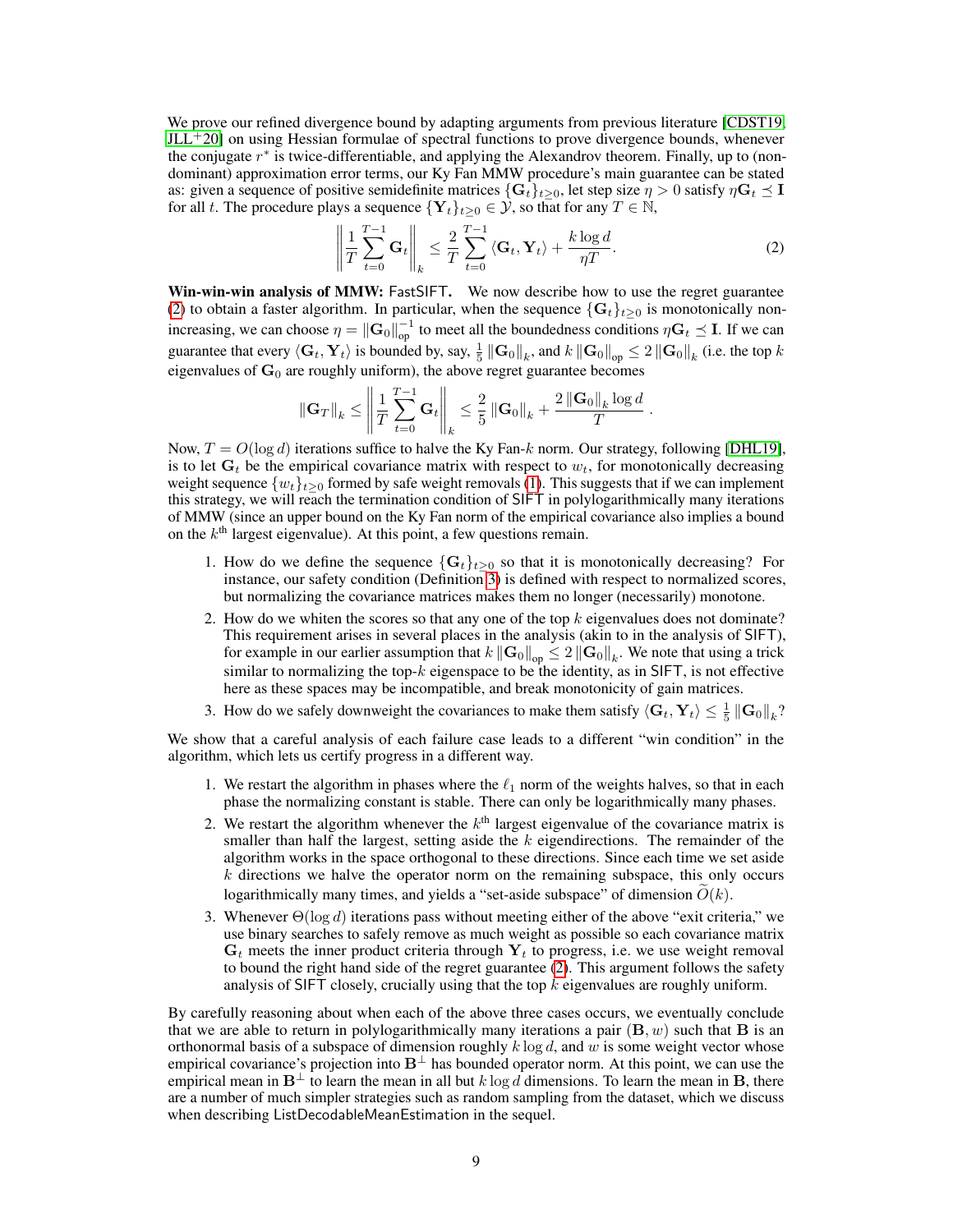We prove our refined divergence bound by adapting arguments from previous literature [CDST19, JLL+20] on using Hessian formulae of spectral functions to prove divergence bounds, whenever the conjugate $r^*$ is twice-differentiable, and applying the Alexandrov theorem. Finally, up to (non-dominant) approximation error terms, our Ky Fan MMW procedure's main guarantee can be stated as: given a sequence of positive semidefinite matrices $\{\mathbf{G}_t\}_{t\geq 0}$, let step size $\eta > 0$ satisfy $\eta \mathbf{G}_t \preceq \mathbf{I}$ for all $t$. The procedure plays a sequence $\{\mathbf{Y}_t\}_{t\geq 0} \in \mathcal{Y}$, so that for any $T \in \mathbb{N}$,

$$\left\| \frac{1}{T}\sum_{t=0}^{T-1} \mathbf{G}_t \right\|_k \leq \frac{2}{T}\sum_{t=0}^{T-1} \langle \mathbf{G}_t, \mathbf{Y}_t \rangle + \frac{k \log d}{\eta T}. \tag{2}$$

**Win-win-win analysis of MMW:** FastSIFT. We now describe how to use the regret guarantee (2) to obtain a faster algorithm. In particular, when the sequence $\{\mathbf{G}_t\}_{t\geq 0}$ is monotonically non-increasing, we can choose $\eta = \|\mathbf{G}_0\|_{\text{op}}^{-1}$ to meet all the boundedness conditions $\eta \mathbf{G}_t \preceq \mathbf{I}$. If we can guarantee that every $\langle \mathbf{G}_t, \mathbf{Y}_t \rangle$ is bounded by, say, $\frac{1}{5}\|\mathbf{G}_0\|_k$, and $k\|\mathbf{G}_0\|_{\text{op}} \leq 2\|\mathbf{G}_0\|_k$ (i.e. the top $k$ eigenvalues of $\mathbf{G}_0$ are roughly uniform), the above regret guarantee becomes

$$\|\mathbf{G}_T\|_k \leq \left\| \frac{1}{T}\sum_{t=0}^{T-1} \mathbf{G}_t \right\|_k \leq \frac{2}{5}\|\mathbf{G}_0\|_k + \frac{2\|\mathbf{G}_0\|_k \log d}{T}.$$

Now, $T = O(\log d)$ iterations suffice to halve the Ky Fan-$k$ norm. Our strategy, following [DHL19], is to let $\mathbf{G}_t$ be the empirical covariance matrix with respect to $w_t$, for monotonically decreasing weight sequence $\{w_t\}_{t\geq 0}$ formed by safe weight removals (1). This suggests that if we can implement this strategy, we will reach the termination condition of SIFT in polylogarithmically many iterations of MMW (since an upper bound on the Ky Fan norm of the empirical covariance also implies a bound on the $k^{\text{th}}$ largest eigenvalue). At this point, a few questions remain.

1. How do we define the sequence $\{\mathbf{G}_t\}_{t\geq 0}$ so that it is monotonically decreasing? For instance, our safety condition (Definition 3) is defined with respect to normalized scores, but normalizing the covariance matrices makes them no longer (necessarily) monotone.
2. How do we whiten the scores so that any one of the top $k$ eigenvalues does not dominate? This requirement arises in several places in the analysis (akin to in the analysis of SIFT), for example in our earlier assumption that $k\|\mathbf{G}_0\|_{\text{op}} \leq 2\|\mathbf{G}_0\|_k$. We note that using a trick similar to normalizing the top-$k$ eigenspace to be the identity, as in SIFT, is not effective here as these spaces may be incompatible, and break monotonicity of gain matrices.
3. How do we safely downweight the covariances to make them satisfy $\langle \mathbf{G}_t, \mathbf{Y}_t \rangle \leq \frac{1}{5}\|\mathbf{G}_0\|_k$?

We show that a careful analysis of each failure case leads to a different "win condition" in the algorithm, which lets us certify progress in a different way.

1. We restart the algorithm in phases where the $\ell_1$ norm of the weights halves, so that in each phase the normalizing constant is stable. There can only be logarithmically many phases.
2. We restart the algorithm whenever the $k^{\text{th}}$ largest eigenvalue of the covariance matrix is smaller than half the largest, setting aside the $k$ eigendirections. The remainder of the algorithm works in the space orthogonal to these directions. Since each time we set aside $k$ directions we halve the operator norm on the remaining subspace, this only occurs logarithmically many times, and yields a "set-aside subspace" of dimension $\widetilde{O}(k)$.
3. Whenever $\Theta(\log d)$ iterations pass without meeting either of the above "exit criteria," we use binary searches to safely remove as much weight as possible so each covariance matrix $\mathbf{G}_t$ meets the inner product criteria through $\mathbf{Y}_t$ to progress, i.e. we use weight removal to bound the right hand side of the regret guarantee (2). This argument follows the safety analysis of SIFT closely, crucially using that the top $k$ eigenvalues are roughly uniform.

By carefully reasoning about when each of the above three cases occurs, we eventually conclude that we are able to return in polylogarithmically many iterations a pair $(\mathbf{B}, w)$ such that $\mathbf{B}$ is an orthonormal basis of a subspace of dimension roughly $k \log d$, and $w$ is some weight vector whose empirical covariance's projection into $\mathbf{B}^\perp$ has bounded operator norm. At this point, we can use the empirical mean in $\mathbf{B}^\perp$ to learn the mean in all but $k \log d$ dimensions. To learn the mean in $\mathbf{B}$, there are a number of much simpler strategies such as random sampling from the dataset, which we discuss when describing ListDecodableMeanEstimation in the sequel.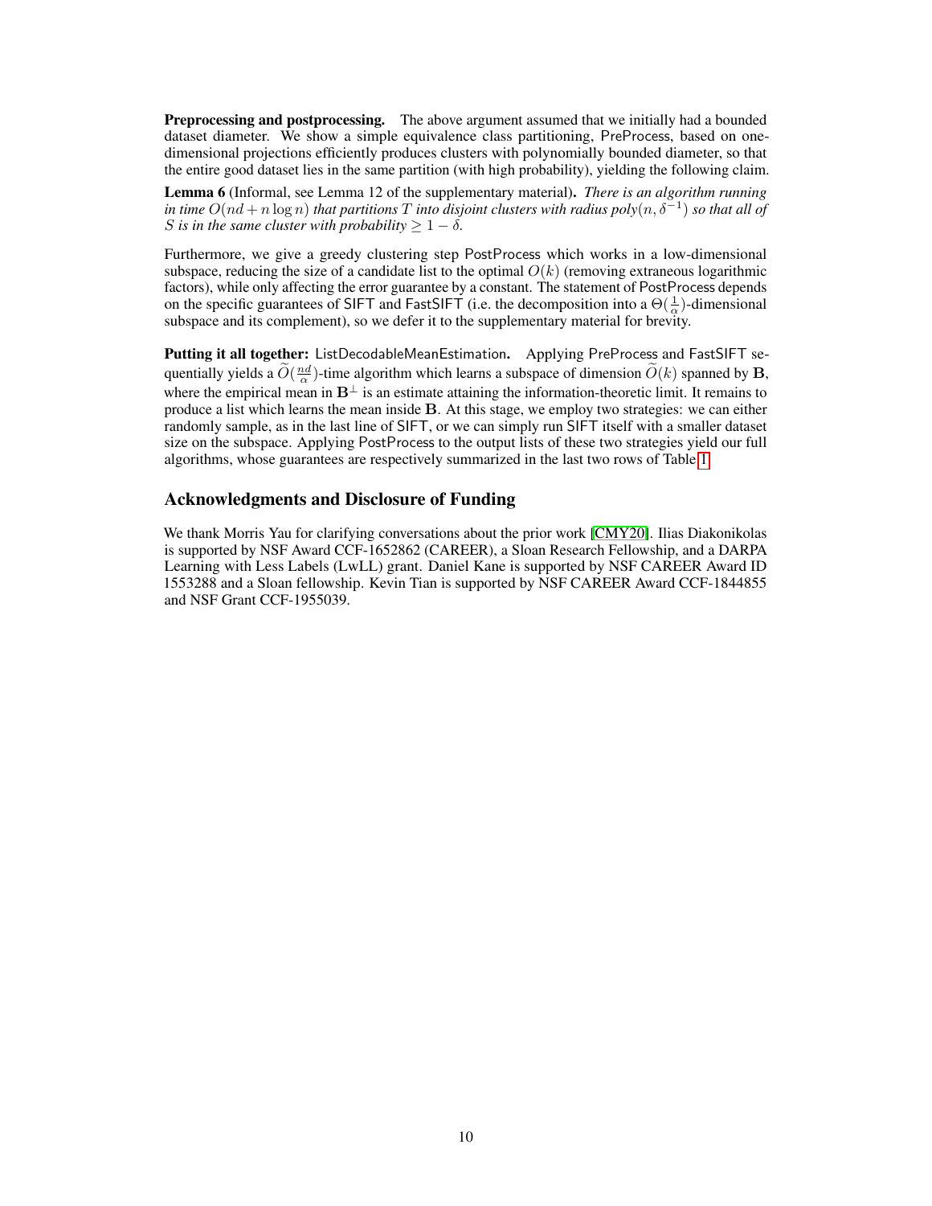**Preprocessing and postprocessing.** The above argument assumed that we initially had a bounded dataset diameter. We show a simple equivalence class partitioning, PreProcess, based on one-dimensional projections efficiently produces clusters with polynomially bounded diameter, so that the entire good dataset lies in the same partition (with high probability), yielding the following claim.

**Lemma 6** (Informal, see Lemma 12 of the supplementary material)**.** *There is an algorithm running in time $O(nd + n \log n)$ that partitions $T$ into disjoint clusters with radius $\text{poly}(n, \delta^{-1})$ so that all of $S$ is in the same cluster with probability $\geq 1 - \delta$.*

Furthermore, we give a greedy clustering step PostProcess which works in a low-dimensional subspace, reducing the size of a candidate list to the optimal $O(k)$ (removing extraneous logarithmic factors), while only affecting the error guarantee by a constant. The statement of PostProcess depends on the specific guarantees of SIFT and FastSIFT (i.e. the decomposition into a $\Theta(\frac{1}{\alpha})$-dimensional subspace and its complement), so we defer it to the supplementary material for brevity.

**Putting it all together:** ListDecodableMeanEstimation**.** Applying PreProcess and FastSIFT sequentially yields a $\widetilde{O}(\frac{nd}{\alpha})$-time algorithm which learns a subspace of dimension $\widetilde{O}(k)$ spanned by $\mathbf{B}$, where the empirical mean in $\mathbf{B}^\perp$ is an estimate attaining the information-theoretic limit. It remains to produce a list which learns the mean inside $\mathbf{B}$. At this stage, we employ two strategies: we can either randomly sample, as in the last line of SIFT, or we can simply run SIFT itself with a smaller dataset size on the subspace. Applying PostProcess to the output lists of these two strategies yield our full algorithms, whose guarantees are respectively summarized in the last two rows of Table 1.

## Acknowledgments and Disclosure of Funding

We thank Morris Yau for clarifying conversations about the prior work [CMY20]. Ilias Diakonikolas is supported by NSF Award CCF-1652862 (CAREER), a Sloan Research Fellowship, and a DARPA Learning with Less Labels (LwLL) grant. Daniel Kane is supported by NSF CAREER Award ID 1553288 and a Sloan fellowship. Kevin Tian is supported by NSF CAREER Award CCF-1844855 and NSF Grant CCF-1955039.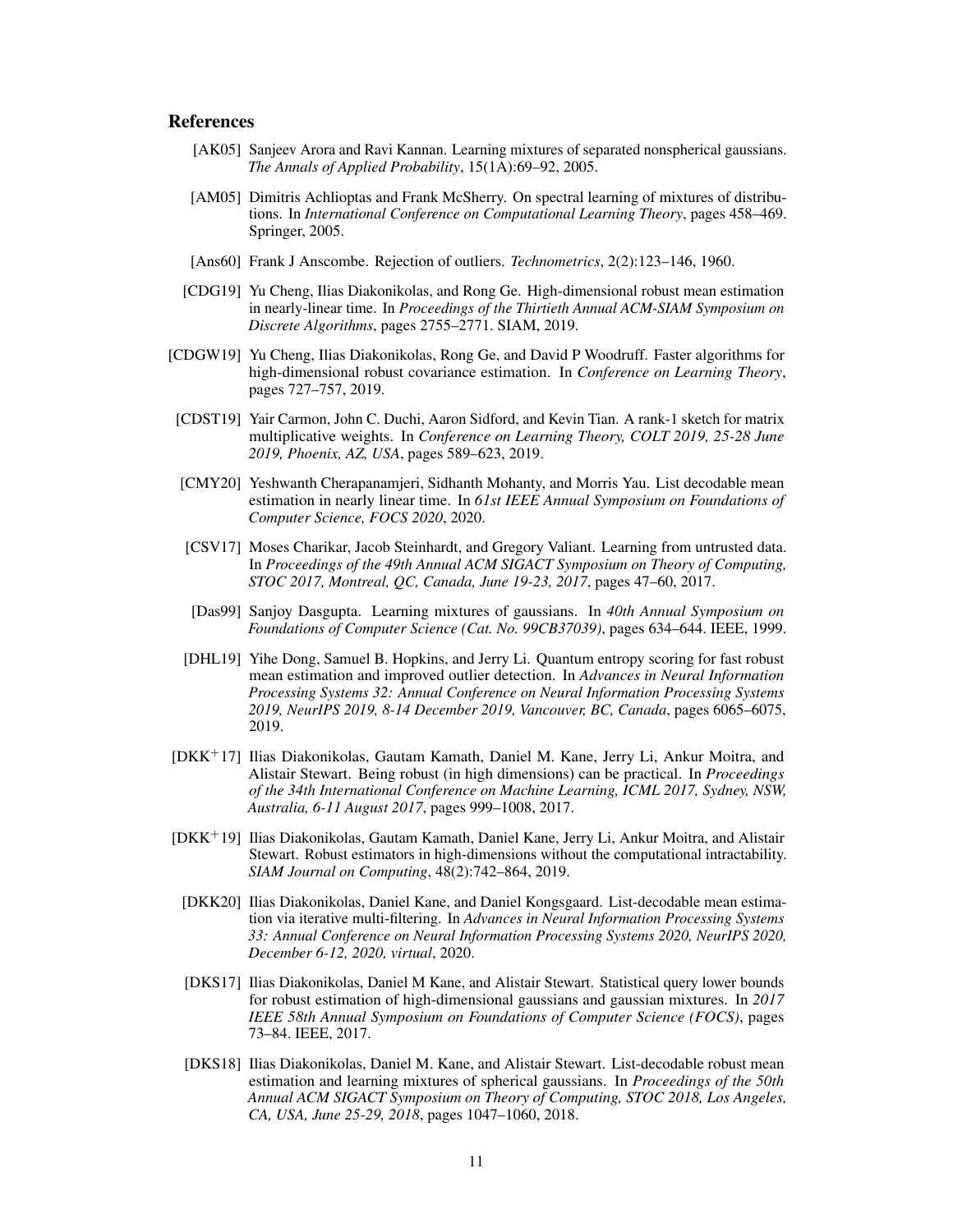## References

[AK05] Sanjeev Arora and Ravi Kannan. Learning mixtures of separated nonspherical gaussians. *The Annals of Applied Probability*, 15(1A):69–92, 2005.

[AM05] Dimitris Achlioptas and Frank McSherry. On spectral learning of mixtures of distributions. In *International Conference on Computational Learning Theory*, pages 458–469. Springer, 2005.

[Ans60] Frank J Anscombe. Rejection of outliers. *Technometrics*, 2(2):123–146, 1960.

[CDG19] Yu Cheng, Ilias Diakonikolas, and Rong Ge. High-dimensional robust mean estimation in nearly-linear time. In *Proceedings of the Thirtieth Annual ACM-SIAM Symposium on Discrete Algorithms*, pages 2755–2771. SIAM, 2019.

[CDGW19] Yu Cheng, Ilias Diakonikolas, Rong Ge, and David P Woodruff. Faster algorithms for high-dimensional robust covariance estimation. In *Conference on Learning Theory*, pages 727–757, 2019.

[CDST19] Yair Carmon, John C. Duchi, Aaron Sidford, and Kevin Tian. A rank-1 sketch for matrix multiplicative weights. In *Conference on Learning Theory, COLT 2019, 25-28 June 2019, Phoenix, AZ, USA*, pages 589–623, 2019.

[CMY20] Yeshwanth Cherapanamjeri, Sidhanth Mohanty, and Morris Yau. List decodable mean estimation in nearly linear time. In *61st IEEE Annual Symposium on Foundations of Computer Science, FOCS 2020*, 2020.

[CSV17] Moses Charikar, Jacob Steinhardt, and Gregory Valiant. Learning from untrusted data. In *Proceedings of the 49th Annual ACM SIGACT Symposium on Theory of Computing, STOC 2017, Montreal, QC, Canada, June 19-23, 2017*, pages 47–60, 2017.

[Das99] Sanjoy Dasgupta. Learning mixtures of gaussians. In *40th Annual Symposium on Foundations of Computer Science (Cat. No. 99CB37039)*, pages 634–644. IEEE, 1999.

[DHL19] Yihe Dong, Samuel B. Hopkins, and Jerry Li. Quantum entropy scoring for fast robust mean estimation and improved outlier detection. In *Advances in Neural Information Processing Systems 32: Annual Conference on Neural Information Processing Systems 2019, NeurIPS 2019, 8-14 December 2019, Vancouver, BC, Canada*, pages 6065–6075, 2019.

[DKK+17] Ilias Diakonikolas, Gautam Kamath, Daniel M. Kane, Jerry Li, Ankur Moitra, and Alistair Stewart. Being robust (in high dimensions) can be practical. In *Proceedings of the 34th International Conference on Machine Learning, ICML 2017, Sydney, NSW, Australia, 6-11 August 2017*, pages 999–1008, 2017.

[DKK+19] Ilias Diakonikolas, Gautam Kamath, Daniel Kane, Jerry Li, Ankur Moitra, and Alistair Stewart. Robust estimators in high-dimensions without the computational intractability. *SIAM Journal on Computing*, 48(2):742–864, 2019.

[DKK20] Ilias Diakonikolas, Daniel Kane, and Daniel Kongsgaard. List-decodable mean estimation via iterative multi-filtering. In *Advances in Neural Information Processing Systems 33: Annual Conference on Neural Information Processing Systems 2020, NeurIPS 2020, December 6-12, 2020, virtual*, 2020.

[DKS17] Ilias Diakonikolas, Daniel M Kane, and Alistair Stewart. Statistical query lower bounds for robust estimation of high-dimensional gaussians and gaussian mixtures. In *2017 IEEE 58th Annual Symposium on Foundations of Computer Science (FOCS)*, pages 73–84. IEEE, 2017.

[DKS18] Ilias Diakonikolas, Daniel M. Kane, and Alistair Stewart. List-decodable robust mean estimation and learning mixtures of spherical gaussians. In *Proceedings of the 50th Annual ACM SIGACT Symposium on Theory of Computing, STOC 2018, Los Angeles, CA, USA, June 25-29, 2018*, pages 1047–1060, 2018.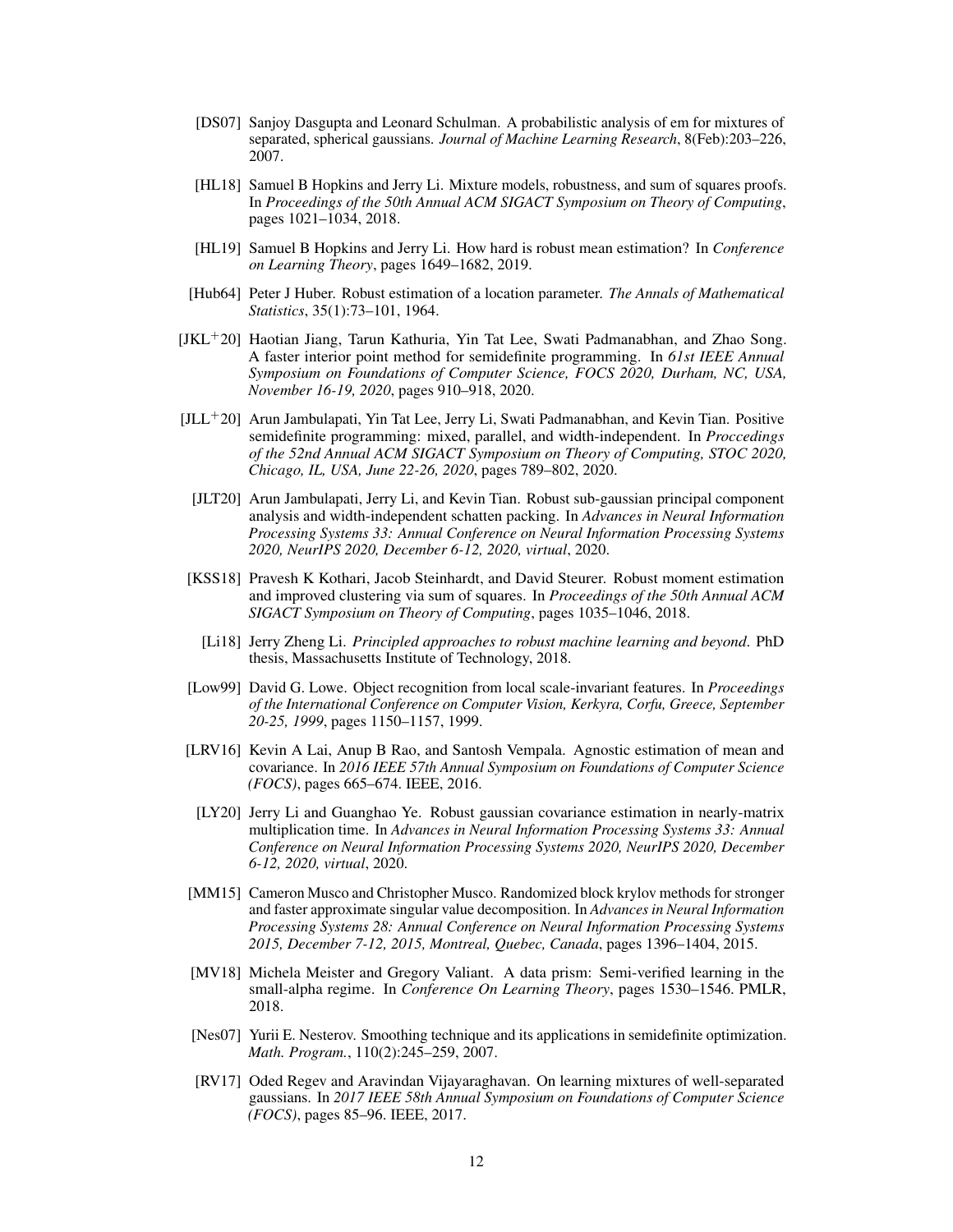[DS07] Sanjoy Dasgupta and Leonard Schulman. A probabilistic analysis of em for mixtures of separated, spherical gaussians. *Journal of Machine Learning Research*, 8(Feb):203–226, 2007.

[HL18] Samuel B Hopkins and Jerry Li. Mixture models, robustness, and sum of squares proofs. In *Proceedings of the 50th Annual ACM SIGACT Symposium on Theory of Computing*, pages 1021–1034, 2018.

[HL19] Samuel B Hopkins and Jerry Li. How hard is robust mean estimation? In *Conference on Learning Theory*, pages 1649–1682, 2019.

[Hub64] Peter J Huber. Robust estimation of a location parameter. *The Annals of Mathematical Statistics*, 35(1):73–101, 1964.

[JKL+20] Haotian Jiang, Tarun Kathuria, Yin Tat Lee, Swati Padmanabhan, and Zhao Song. A faster interior point method for semidefinite programming. In *61st IEEE Annual Symposium on Foundations of Computer Science, FOCS 2020, Durham, NC, USA, November 16-19, 2020*, pages 910–918, 2020.

[JLL+20] Arun Jambulapati, Yin Tat Lee, Jerry Li, Swati Padmanabhan, and Kevin Tian. Positive semidefinite programming: mixed, parallel, and width-independent. In *Proccedings of the 52nd Annual ACM SIGACT Symposium on Theory of Computing, STOC 2020, Chicago, IL, USA, June 22-26, 2020*, pages 789–802, 2020.

[JLT20] Arun Jambulapati, Jerry Li, and Kevin Tian. Robust sub-gaussian principal component analysis and width-independent schatten packing. In *Advances in Neural Information Processing Systems 33: Annual Conference on Neural Information Processing Systems 2020, NeurIPS 2020, December 6-12, 2020, virtual*, 2020.

[KSS18] Pravesh K Kothari, Jacob Steinhardt, and David Steurer. Robust moment estimation and improved clustering via sum of squares. In *Proceedings of the 50th Annual ACM SIGACT Symposium on Theory of Computing*, pages 1035–1046, 2018.

[Li18] Jerry Zheng Li. *Principled approaches to robust machine learning and beyond*. PhD thesis, Massachusetts Institute of Technology, 2018.

[Low99] David G. Lowe. Object recognition from local scale-invariant features. In *Proceedings of the International Conference on Computer Vision, Kerkyra, Corfu, Greece, September 20-25, 1999*, pages 1150–1157, 1999.

[LRV16] Kevin A Lai, Anup B Rao, and Santosh Vempala. Agnostic estimation of mean and covariance. In *2016 IEEE 57th Annual Symposium on Foundations of Computer Science (FOCS)*, pages 665–674. IEEE, 2016.

[LY20] Jerry Li and Guanghao Ye. Robust gaussian covariance estimation in nearly-matrix multiplication time. In *Advances in Neural Information Processing Systems 33: Annual Conference on Neural Information Processing Systems 2020, NeurIPS 2020, December 6-12, 2020, virtual*, 2020.

[MM15] Cameron Musco and Christopher Musco. Randomized block krylov methods for stronger and faster approximate singular value decomposition. In *Advances in Neural Information Processing Systems 28: Annual Conference on Neural Information Processing Systems 2015, December 7-12, 2015, Montreal, Quebec, Canada*, pages 1396–1404, 2015.

[MV18] Michela Meister and Gregory Valiant. A data prism: Semi-verified learning in the small-alpha regime. In *Conference On Learning Theory*, pages 1530–1546. PMLR, 2018.

[Nes07] Yurii E. Nesterov. Smoothing technique and its applications in semidefinite optimization. *Math. Program.*, 110(2):245–259, 2007.

[RV17] Oded Regev and Aravindan Vijayaraghavan. On learning mixtures of well-separated gaussians. In *2017 IEEE 58th Annual Symposium on Foundations of Computer Science (FOCS)*, pages 85–96. IEEE, 2017.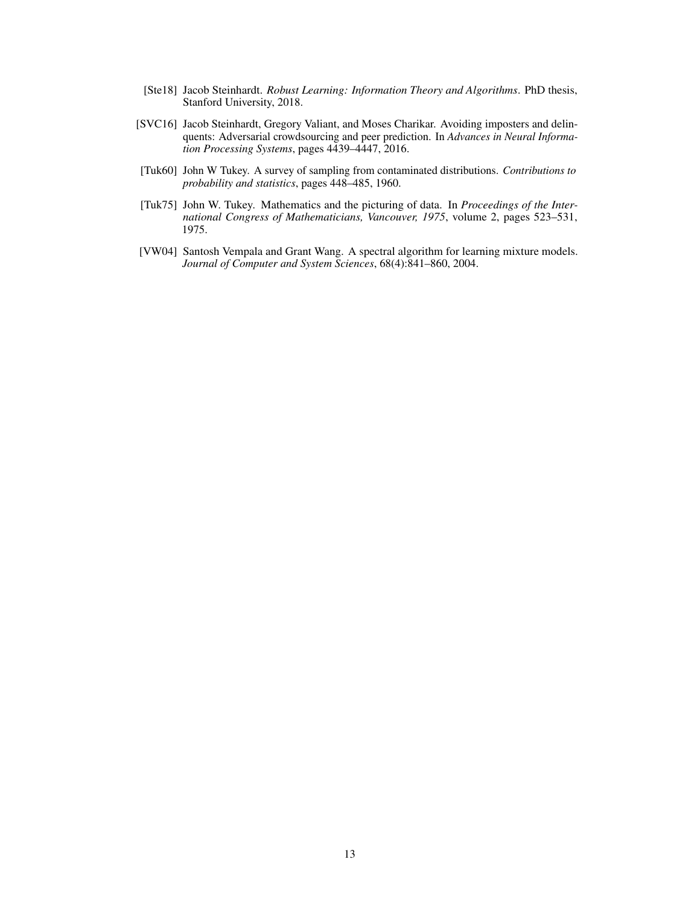[Ste18] Jacob Steinhardt. *Robust Learning: Information Theory and Algorithms*. PhD thesis, Stanford University, 2018.

[SVC16] Jacob Steinhardt, Gregory Valiant, and Moses Charikar. Avoiding imposters and delinquents: Adversarial crowdsourcing and peer prediction. In *Advances in Neural Information Processing Systems*, pages 4439–4447, 2016.

[Tuk60] John W Tukey. A survey of sampling from contaminated distributions. *Contributions to probability and statistics*, pages 448–485, 1960.

[Tuk75] John W. Tukey. Mathematics and the picturing of data. In *Proceedings of the International Congress of Mathematicians, Vancouver, 1975*, volume 2, pages 523–531, 1975.

[VW04] Santosh Vempala and Grant Wang. A spectral algorithm for learning mixture models. *Journal of Computer and System Sciences*, 68(4):841–860, 2004.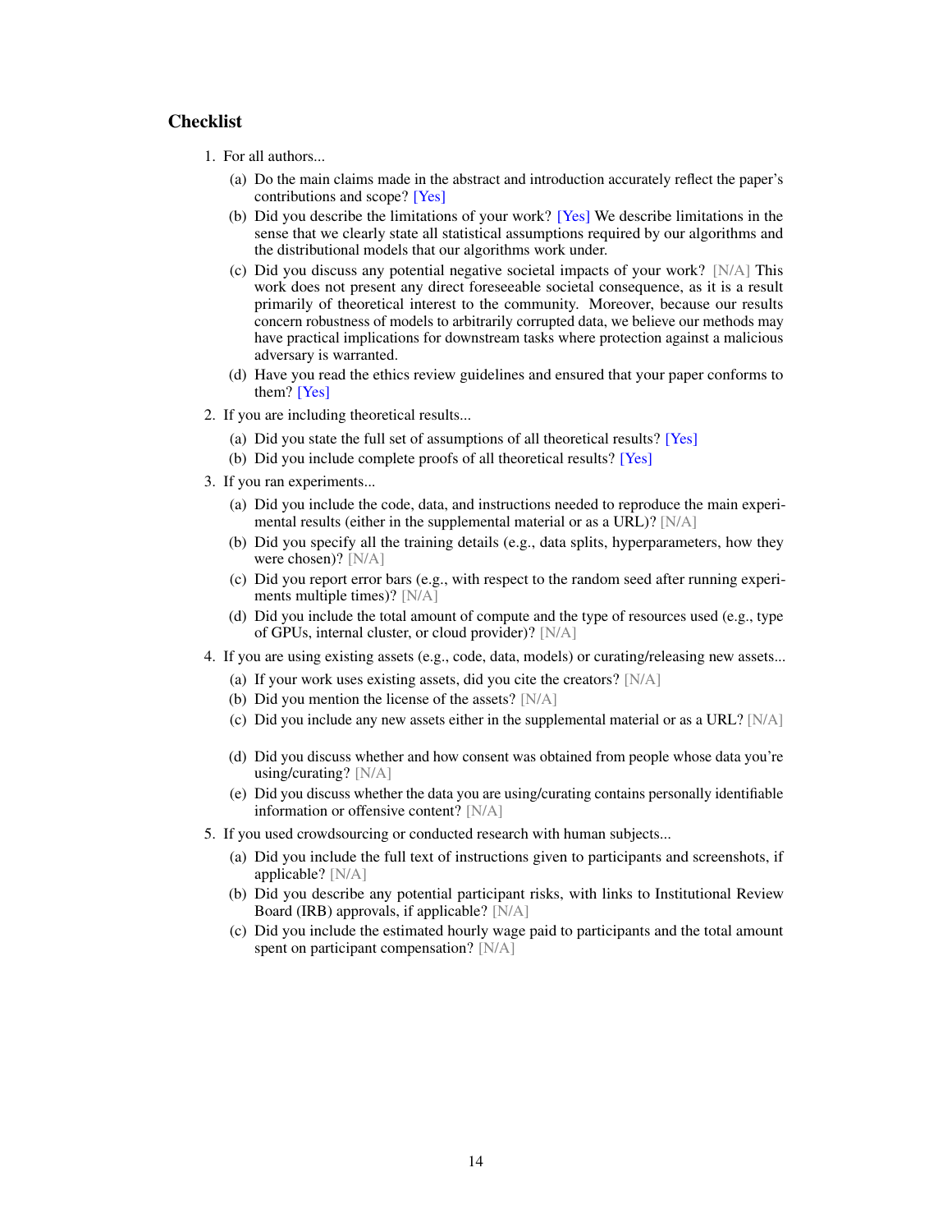## Checklist

1. For all authors...
   (a) Do the main claims made in the abstract and introduction accurately reflect the paper's contributions and scope? [Yes]
   (b) Did you describe the limitations of your work? [Yes] We describe limitations in the sense that we clearly state all statistical assumptions required by our algorithms and the distributional models that our algorithms work under.
   (c) Did you discuss any potential negative societal impacts of your work? [N/A] This work does not present any direct foreseeable societal consequence, as it is a result primarily of theoretical interest to the community. Moreover, because our results concern robustness of models to arbitrarily corrupted data, we believe our methods may have practical implications for downstream tasks where protection against a malicious adversary is warranted.
   (d) Have you read the ethics review guidelines and ensured that your paper conforms to them? [Yes]
2. If you are including theoretical results...
   (a) Did you state the full set of assumptions of all theoretical results? [Yes]
   (b) Did you include complete proofs of all theoretical results? [Yes]
3. If you ran experiments...
   (a) Did you include the code, data, and instructions needed to reproduce the main experimental results (either in the supplemental material or as a URL)? [N/A]
   (b) Did you specify all the training details (e.g., data splits, hyperparameters, how they were chosen)? [N/A]
   (c) Did you report error bars (e.g., with respect to the random seed after running experiments multiple times)? [N/A]
   (d) Did you include the total amount of compute and the type of resources used (e.g., type of GPUs, internal cluster, or cloud provider)? [N/A]
4. If you are using existing assets (e.g., code, data, models) or curating/releasing new assets...
   (a) If your work uses existing assets, did you cite the creators? [N/A]
   (b) Did you mention the license of the assets? [N/A]
   (c) Did you include any new assets either in the supplemental material or as a URL? [N/A]
   (d) Did you discuss whether and how consent was obtained from people whose data you're using/curating? [N/A]
   (e) Did you discuss whether the data you are using/curating contains personally identifiable information or offensive content? [N/A]
5. If you used crowdsourcing or conducted research with human subjects...
   (a) Did you include the full text of instructions given to participants and screenshots, if applicable? [N/A]
   (b) Did you describe any potential participant risks, with links to Institutional Review Board (IRB) approvals, if applicable? [N/A]
   (c) Did you include the estimated hourly wage paid to participants and the total amount spent on participant compensation? [N/A]